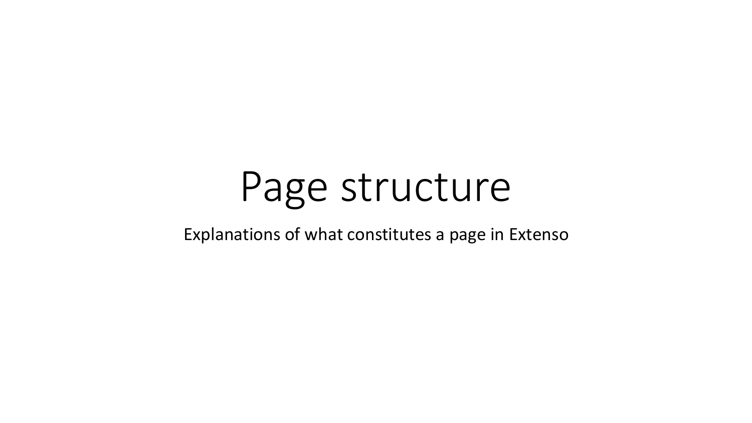# Page structure

Explanations of what constitutes a page in Extenso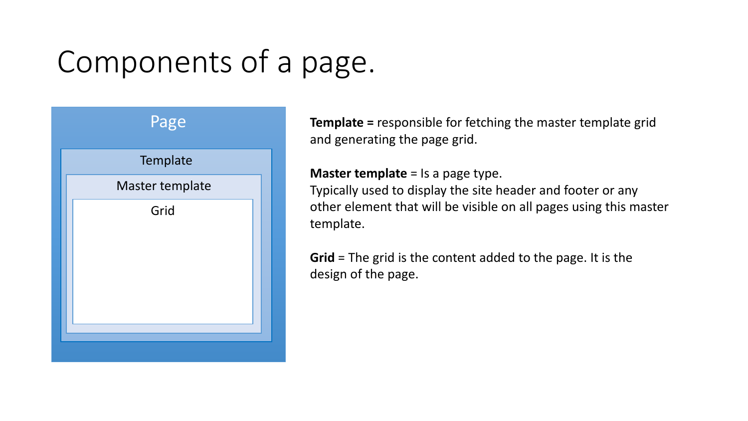# Components of a page.

Page

Template

Master template

Grid

**Template =** responsible for fetching the master template grid and generating the page grid.

**Master template** = Is a page type.
Typically used to display the site header and footer or any other element that will be visible on all pages using this master template.

**Grid** = The grid is the content added to the page. It is the design of the page.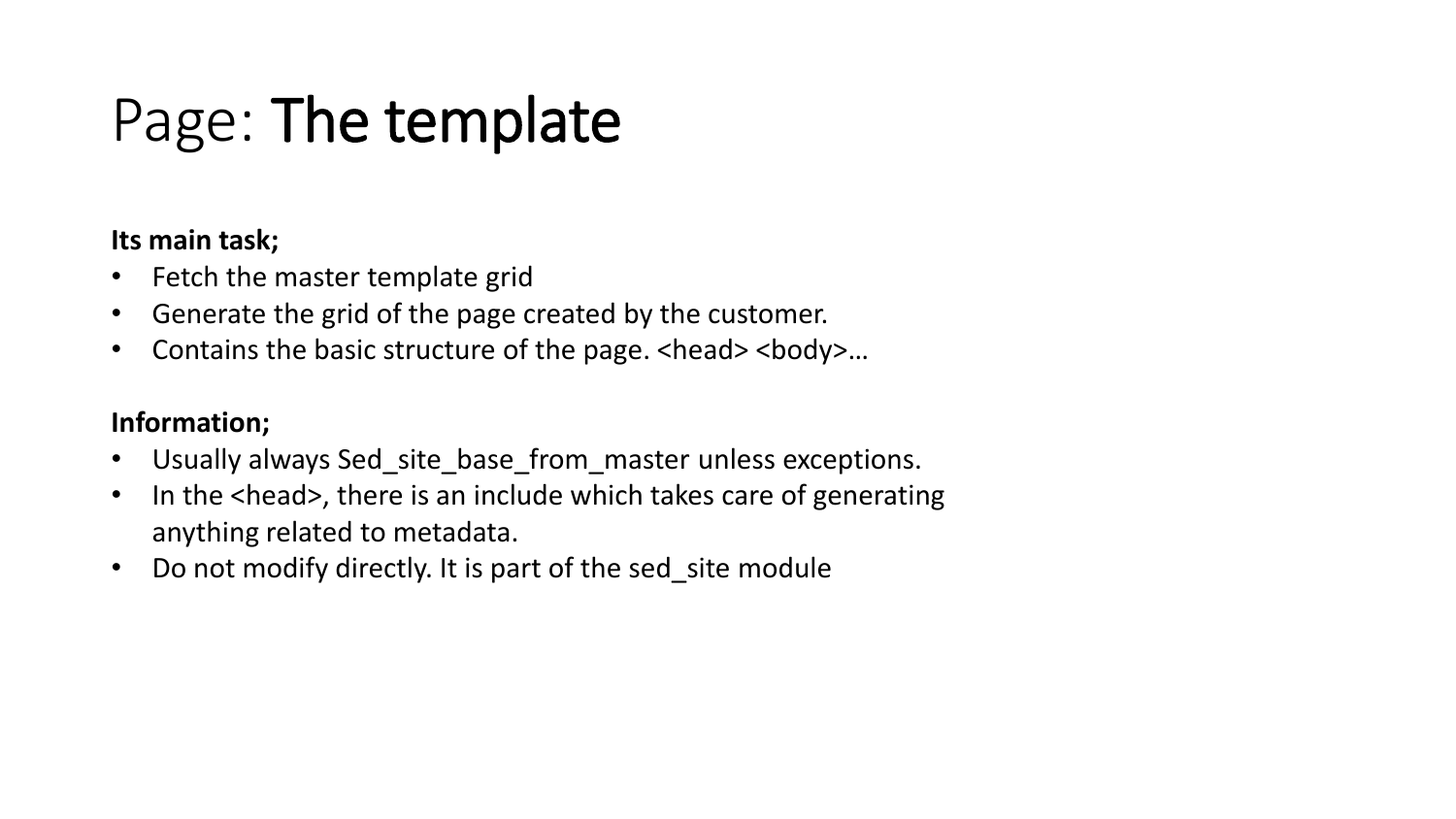# Page: **The template**

**Its main task;**

- Fetch the master template grid
- Generate the grid of the page created by the customer.
- Contains the basic structure of the page. <head> <body>…

**Information;**

- Usually always Sed_site_base_from_master unless exceptions.
- In the <head>, there is an include which takes care of generating anything related to metadata.
- Do not modify directly. It is part of the sed_site module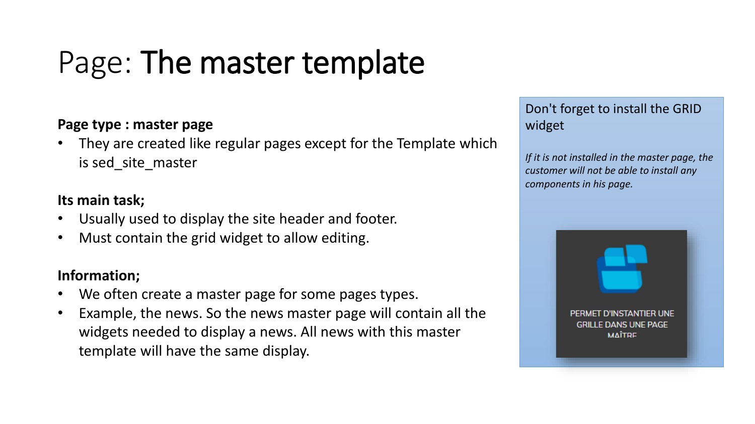# Page: **The master template**

**Page type : master page**

- They are created like regular pages except for the Template which is sed_site_master

**Its main task;**

- Usually used to display the site header and footer.
- Must contain the grid widget to allow editing.

**Information;**

- We often create a master page for some pages types.
- Example, the news. So the news master page will contain all the widgets needed to display a news. All news with this master template will have the same display.

Don't forget to install the GRID widget

*If it is not installed in the master page, the customer will not be able to install any components in his page.*

PERMET D'INSTANTIER UNE GRILLE DANS UNE PAGE MAÎTRE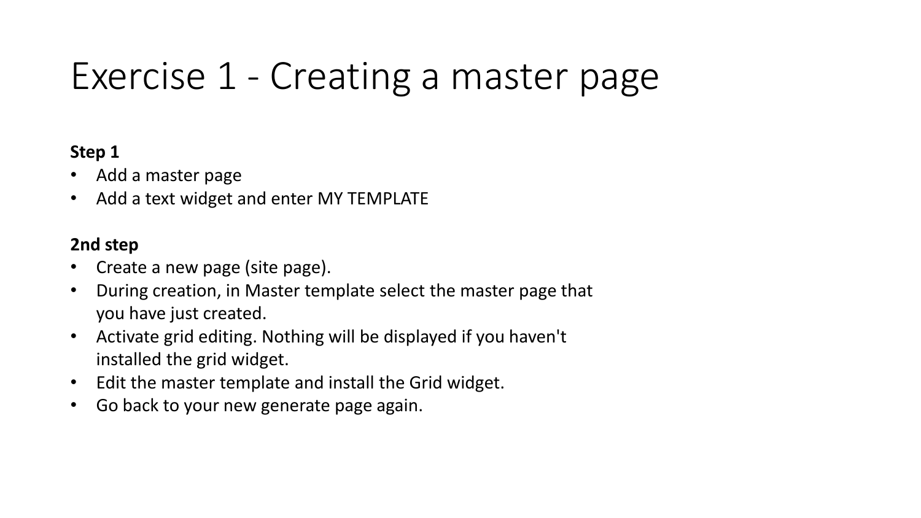# Exercise 1 - Creating a master page

**Step 1**

- Add a master page
- Add a text widget and enter MY TEMPLATE

**2nd step**

- Create a new page (site page).
- During creation, in Master template select the master page that you have just created.
- Activate grid editing. Nothing will be displayed if you haven't installed the grid widget.
- Edit the master template and install the Grid widget.
- Go back to your new generate page again.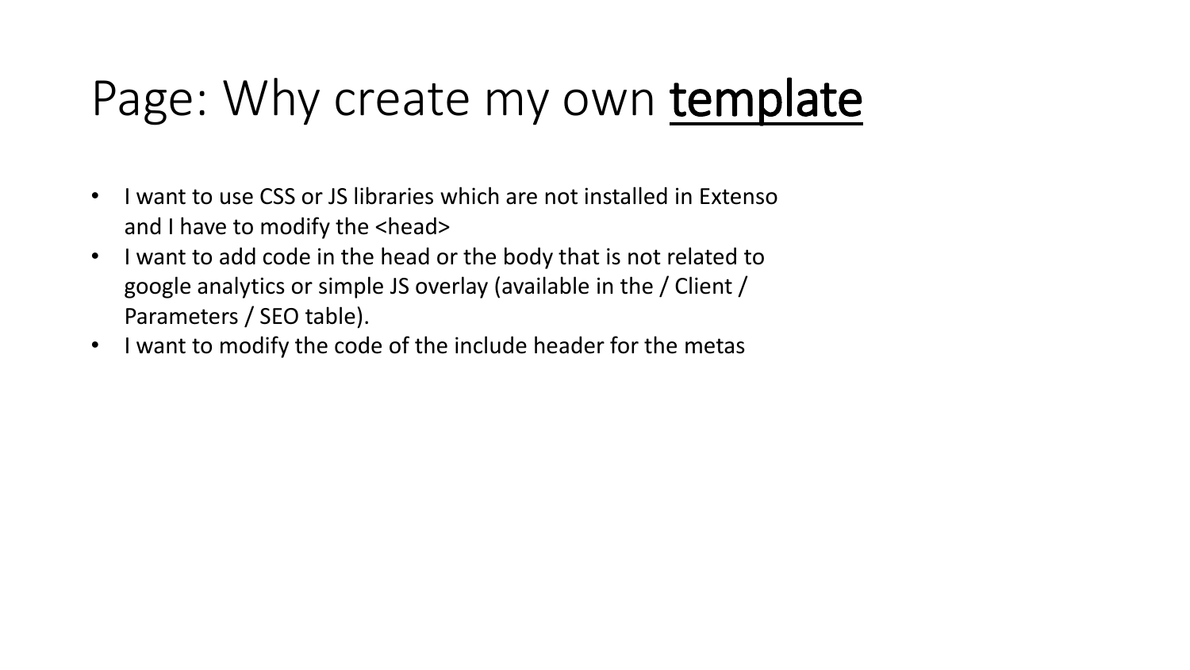# Page: Why create my own **template**

- I want to use CSS or JS libraries which are not installed in Extenso and I have to modify the <head>
- I want to add code in the head or the body that is not related to google analytics or simple JS overlay (available in the / Client / Parameters / SEO table).
- I want to modify the code of the include header for the metas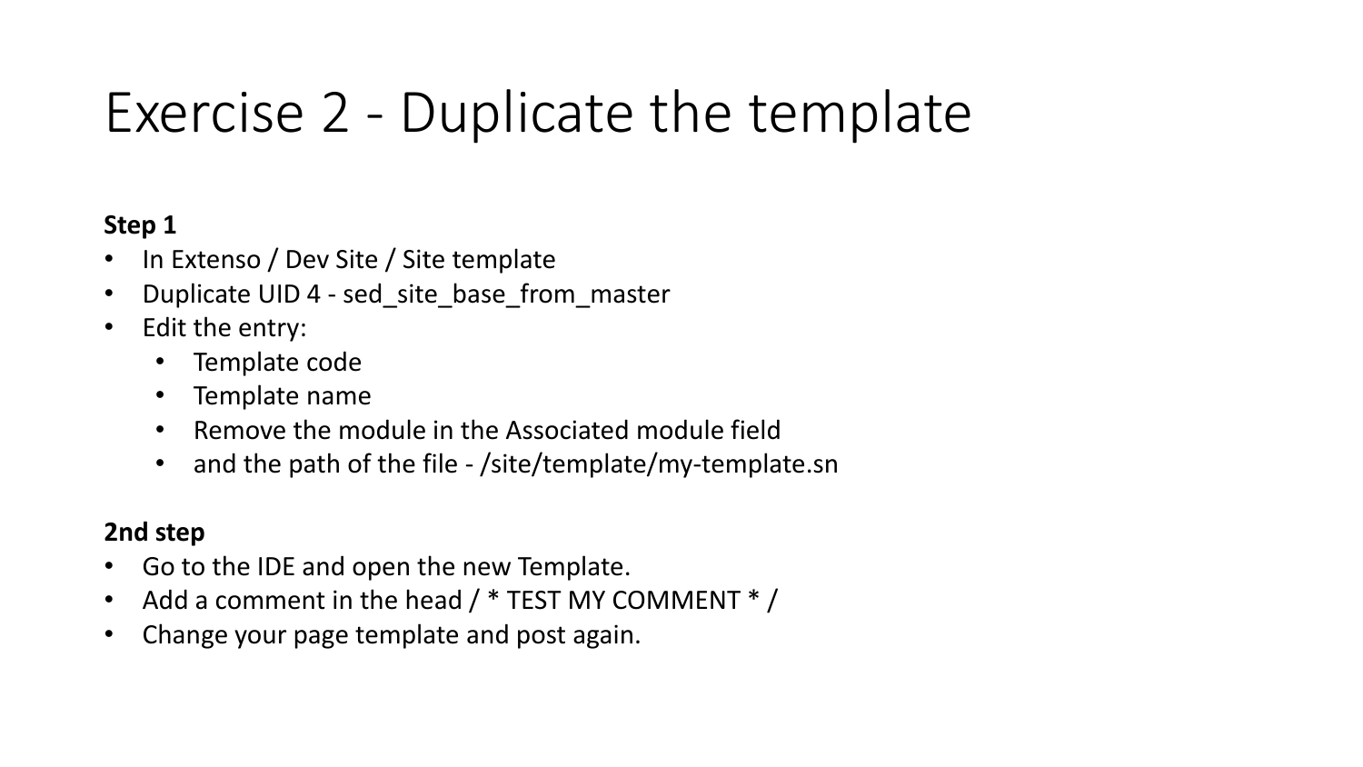# Exercise 2 - Duplicate the template

**Step 1**

- In Extenso / Dev Site / Site template
- Duplicate UID 4 - sed_site_base_from_master
- Edit the entry:
  - Template code
  - Template name
  - Remove the module in the Associated module field
  - and the path of the file - /site/template/my-template.sn

**2nd step**

- Go to the IDE and open the new Template.
- Add a comment in the head / * TEST MY COMMENT * /
- Change your page template and post again.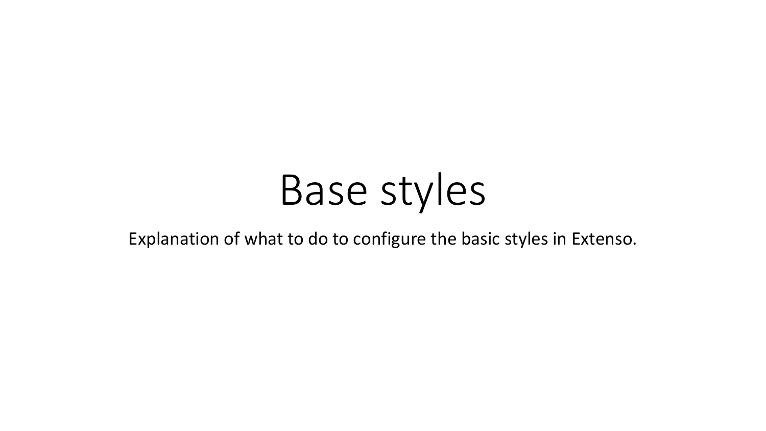# Base styles

Explanation of what to do to configure the basic styles in Extenso.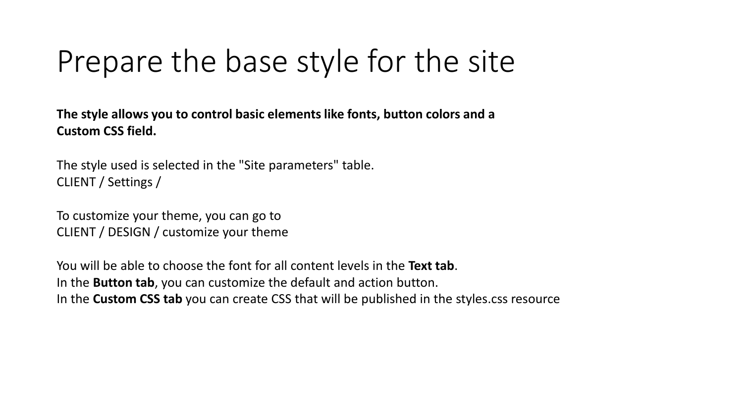# Prepare the base style for the site

**The style allows you to control basic elements like fonts, button colors and a Custom CSS field.**

The style used is selected in the "Site parameters" table.
CLIENT / Settings /

To customize your theme, you can go to
CLIENT / DESIGN / customize your theme

You will be able to choose the font for all content levels in the **Text tab**.
In the **Button tab**, you can customize the default and action button.
In the **Custom CSS tab** you can create CSS that will be published in the styles.css resource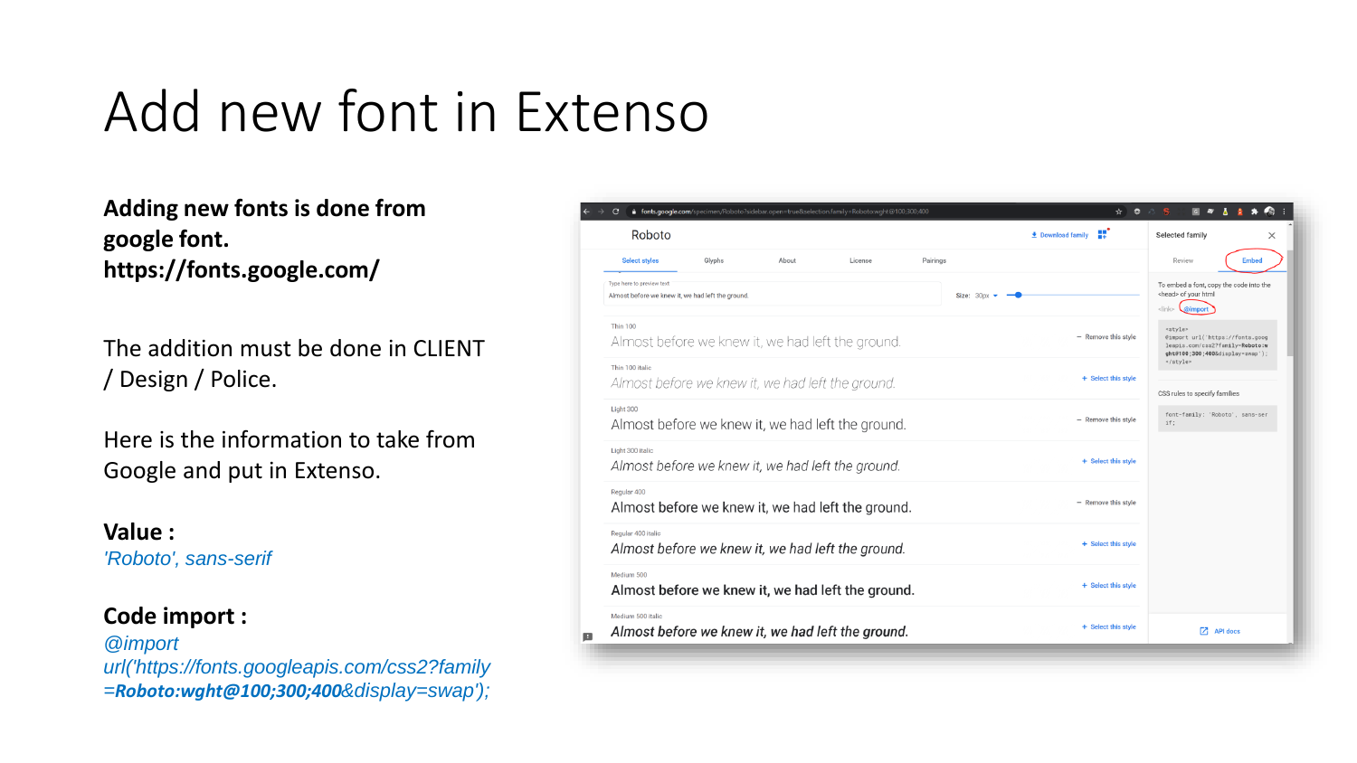# Add new font in Extenso

**Adding new fonts is done from google font.**
**https://fonts.google.com/**

The addition must be done in CLIENT / Design / Police.

Here is the information to take from Google and put in Extenso.

**Value :**
*'Roboto', sans-serif*

**Code import :**
*@import url('https://fonts.googleapis.com/css2?family=**Roboto:wght@100;300;400**&display=swap');*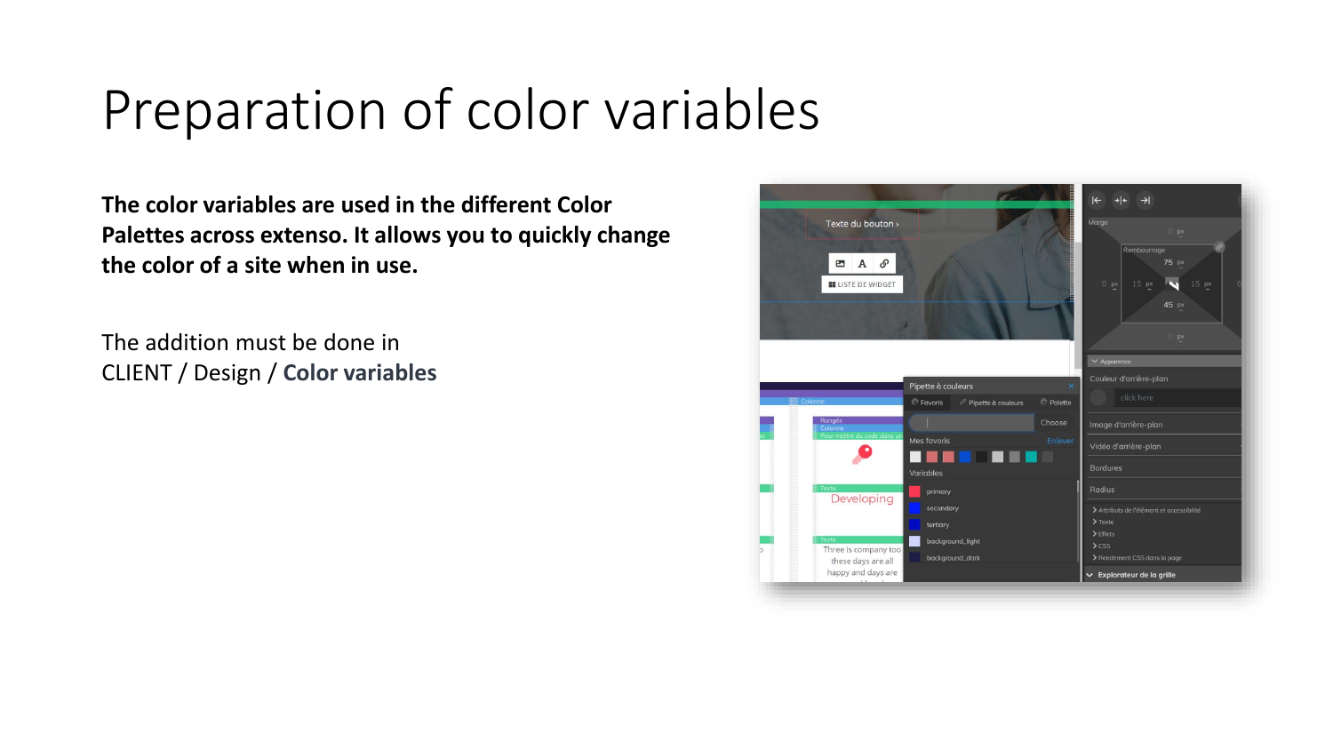# Preparation of color variables

**The color variables are used in the different Color Palettes across extenso. It allows you to quickly change the color of a site when in use.**

The addition must be done in
CLIENT / Design / **Color variables**